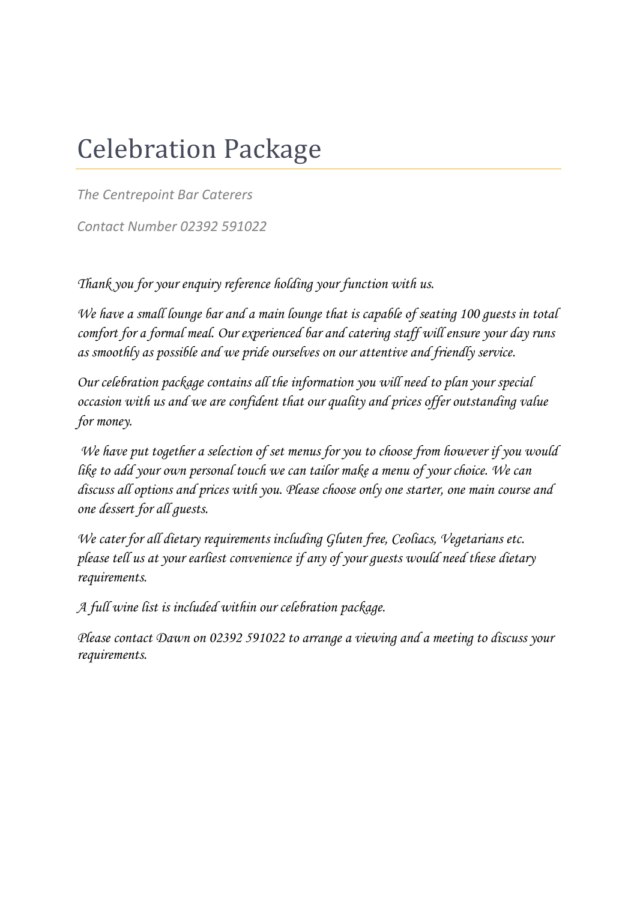# Celebration Package

*The Centrepoint Bar Caterers*

*Contact Number 02392 591022*

*Thank you for your enquiry reference holding your function with us.*

*We have a small lounge bar and a main lounge that is capable of seating 100 guests in total comfort for a formal meal. Our experienced bar and catering staff will ensure your day runs as smoothly as possible and we pride ourselves on our attentive and friendly service.*

*Our celebration package contains all the information you will need to plan your special occasion with us and we are confident that our quality and prices offer outstanding value for money.*

*We have put together a selection of set menus for you to choose from however if you would like to add your own personal touch we can tailor make a menu of your choice. We can discuss all options and prices with you. Please choose only one starter, one main course and one dessert for all guests.*

*We cater for all dietary requirements including Gluten free, Ceoliacs, Vegetarians etc. please tell us at your earliest convenience if any of your guests would need these dietary requirements.*

*A full wine list is included within our celebration package.*

*Please contact Dawn on 02392 591022 to arrange a viewing and a meeting to discuss your requirements.*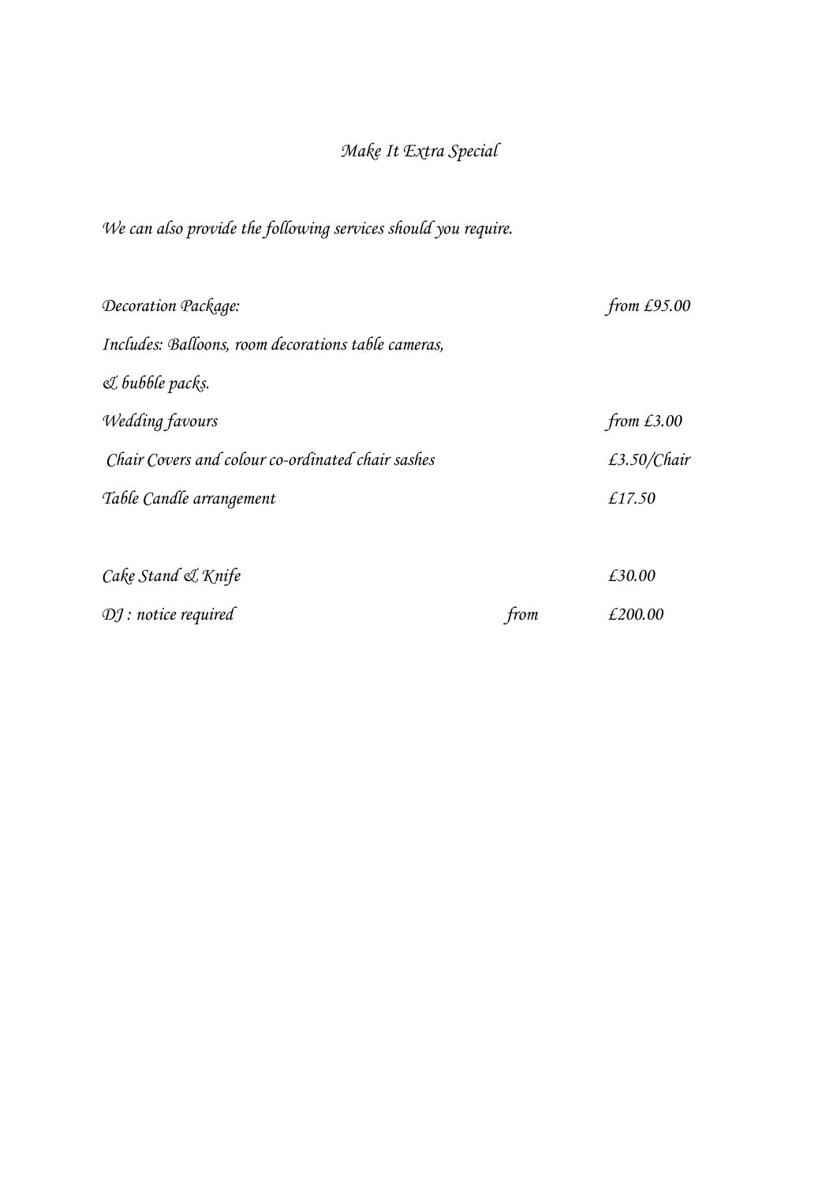# *Make It Extra Special*

*We can also provide the following services should you require.*

| | | |
|---|---|---|
| *Decoration Package:* | | *from £95.00* |
| *Includes: Balloons, room decorations table cameras, & bubble packs.* | | |
| *Wedding favours* | | *from £3.00* |
| *Chair Covers and colour co-ordinated chair sashes* | | *£3.50/Chair* |
| *Table Candle arrangement* | | *£17.50* |
| *Cake Stand & Knife* | | *£30.00* |
| *DJ : notice required* | *from* | *£200.00* |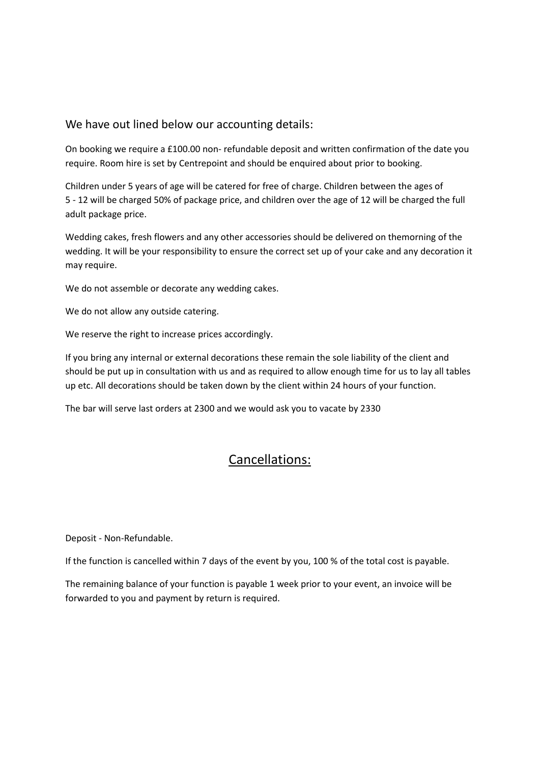## We have out lined below our accounting details:

On booking we require a £100.00 non- refundable deposit and written confirmation of the date you require. Room hire is set by Centrepoint and should be enquired about prior to booking.

Children under 5 years of age will be catered for free of charge. Children between the ages of 5 - 12 will be charged 50% of package price, and children over the age of 12 will be charged the full adult package price.

Wedding cakes, fresh flowers and any other accessories should be delivered on themorning of the wedding. It will be your responsibility to ensure the correct set up of your cake and any decoration it may require.

We do not assemble or decorate any wedding cakes.

We do not allow any outside catering.

We reserve the right to increase prices accordingly.

If you bring any internal or external decorations these remain the sole liability of the client and should be put up in consultation with us and as required to allow enough time for us to lay all tables up etc. All decorations should be taken down by the client within 24 hours of your function.

The bar will serve last orders at 2300 and we would ask you to vacate by 2330

## Cancellations:

Deposit - Non-Refundable.

If the function is cancelled within 7 days of the event by you, 100 % of the total cost is payable.

The remaining balance of your function is payable 1 week prior to your event, an invoice will be forwarded to you and payment by return is required.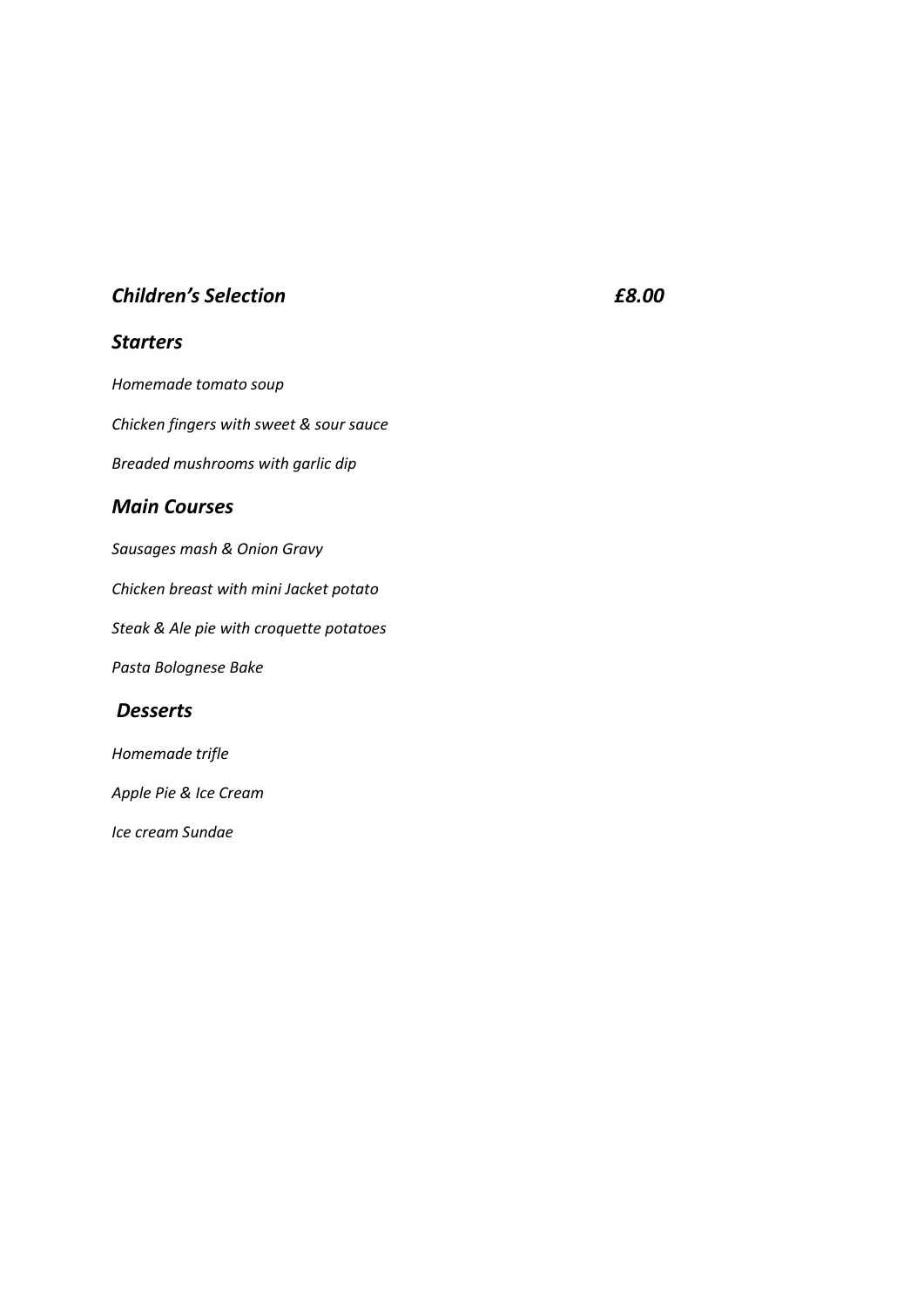## *Children's Selection* *£8.00*

### *Starters*

*Homemade tomato soup*

*Chicken fingers with sweet & sour sauce*

*Breaded mushrooms with garlic dip*

### *Main Courses*

*Sausages mash & Onion Gravy*

*Chicken breast with mini Jacket potato*

*Steak & Ale pie with croquette potatoes*

*Pasta Bolognese Bake*

### *Desserts*

*Homemade trifle*

*Apple Pie & Ice Cream*

*Ice cream Sundae*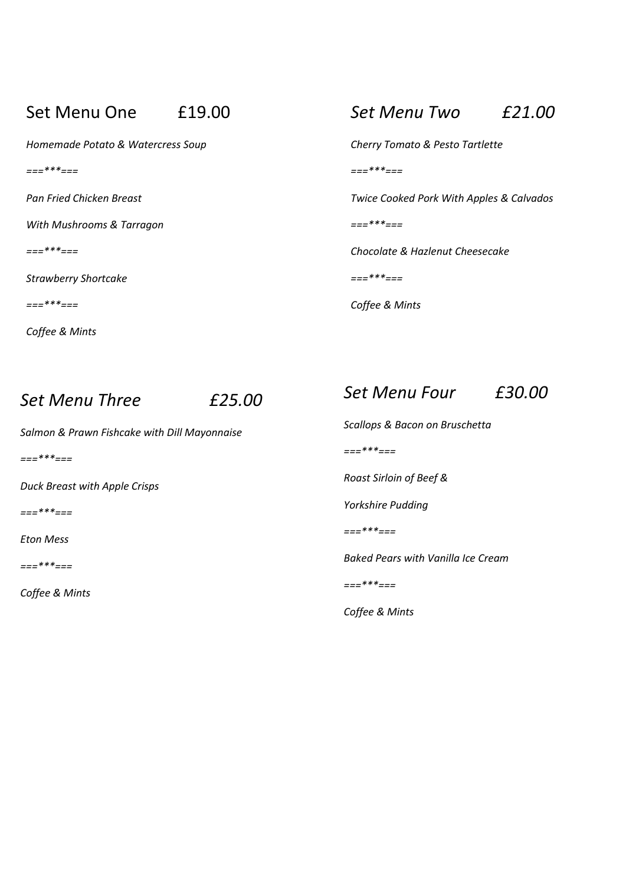## Set Menu One £19.00

*Homemade Potato & Watercress Soup*

*===***===*

*Pan Fried Chicken Breast*

*With Mushrooms & Tarragon*

*===***===*

*Strawberry Shortcake*

*===***===*

*Coffee & Mints*

## *Set Menu Two £21.00*

*Cherry Tomato & Pesto Tartlette*

*===***===*

*Twice Cooked Pork With Apples & Calvados*

*===***===*

*Chocolate & Hazlenut Cheesecake*

*===***===*

*Coffee & Mints*

## *Set Menu Three £25.00*

*Salmon & Prawn Fishcake with Dill Mayonnaise*

*===***===*

*Duck Breast with Apple Crisps*

*===***===*

*Eton Mess*

*===***===*

*Coffee & Mints*

## *Set Menu Four £30.00*

*Scallops & Bacon on Bruschetta*

*===***===*

*Roast Sirloin of Beef &*

*Yorkshire Pudding*

*===***===*

*Baked Pears with Vanilla Ice Cream*

*===***===*

*Coffee & Mints*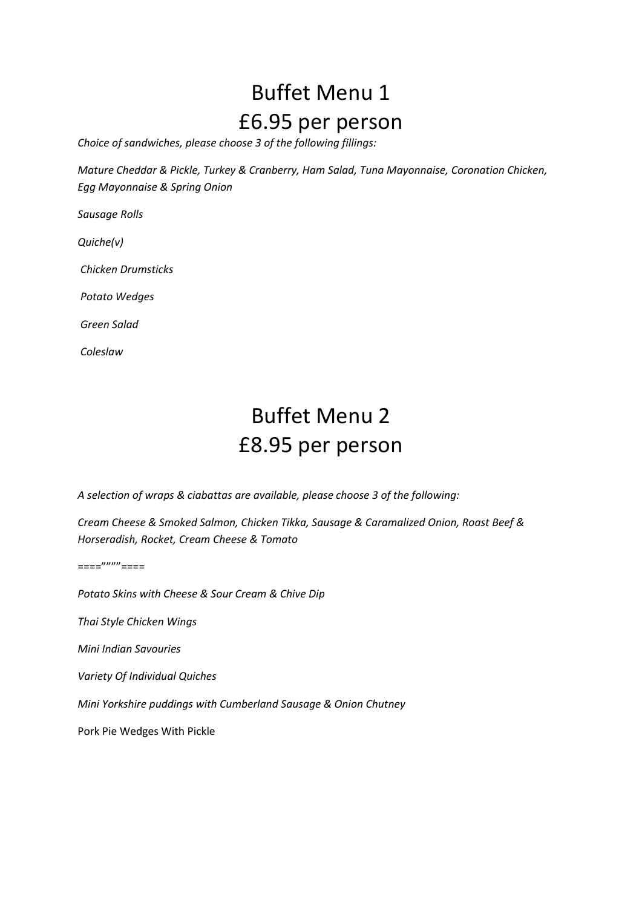# Buffet Menu 1
# £6.95 per person

*Choice of sandwiches, please choose 3 of the following fillings:*

*Mature Cheddar & Pickle, Turkey & Cranberry, Ham Salad, Tuna Mayonnaise, Coronation Chicken, Egg Mayonnaise & Spring Onion*

*Sausage Rolls*

*Quiche(v)*

*Chicken Drumsticks*

*Potato Wedges*

*Green Salad*

*Coleslaw*

# Buffet Menu 2
# £8.95 per person

*A selection of wraps & ciabattas are available, please choose 3 of the following:*

*Cream Cheese & Smoked Salmon, Chicken Tikka, Sausage & Caramalized Onion, Roast Beef & Horseradish, Rocket, Cream Cheese & Tomato*

====””””====

*Potato Skins with Cheese & Sour Cream & Chive Dip*

*Thai Style Chicken Wings*

*Mini Indian Savouries*

*Variety Of Individual Quiches*

*Mini Yorkshire puddings with Cumberland Sausage & Onion Chutney*

Pork Pie Wedges With Pickle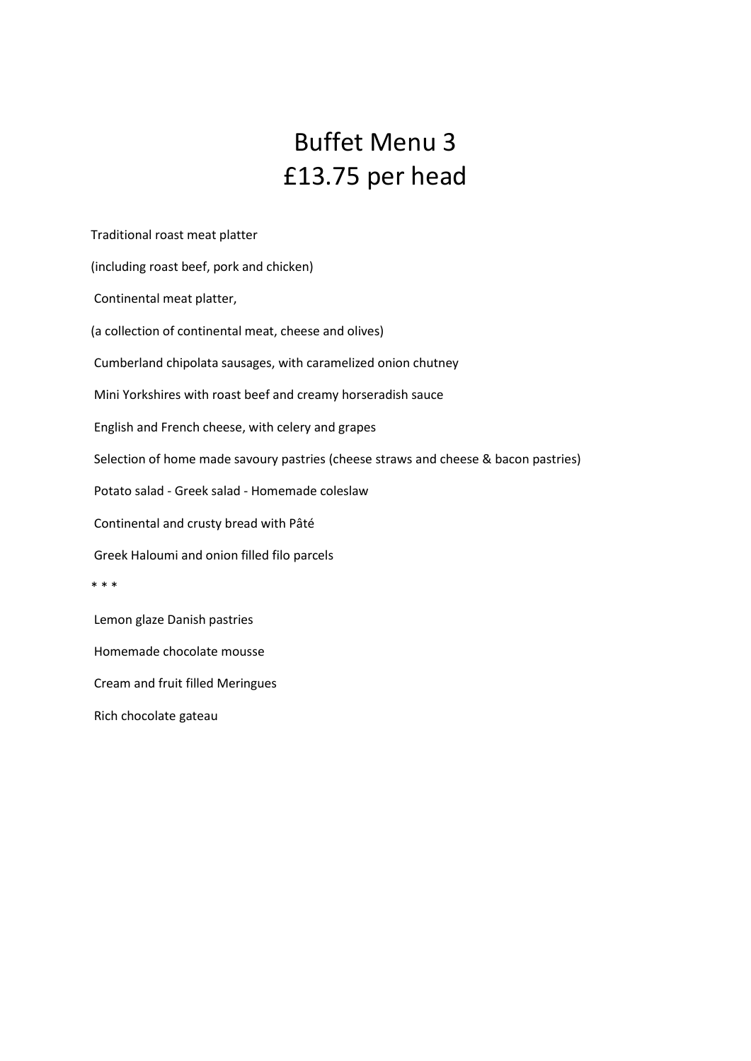# Buffet Menu 3
# £13.75 per head

Traditional roast meat platter

(including roast beef, pork and chicken)

Continental meat platter,

(a collection of continental meat, cheese and olives)

Cumberland chipolata sausages, with caramelized onion chutney

Mini Yorkshires with roast beef and creamy horseradish sauce

English and French cheese, with celery and grapes

Selection of home made savoury pastries (cheese straws and cheese & bacon pastries)

Potato salad - Greek salad - Homemade coleslaw

Continental and crusty bread with Pâté

Greek Haloumi and onion filled filo parcels

\* * *

Lemon glaze Danish pastries

Homemade chocolate mousse

Cream and fruit filled Meringues

Rich chocolate gateau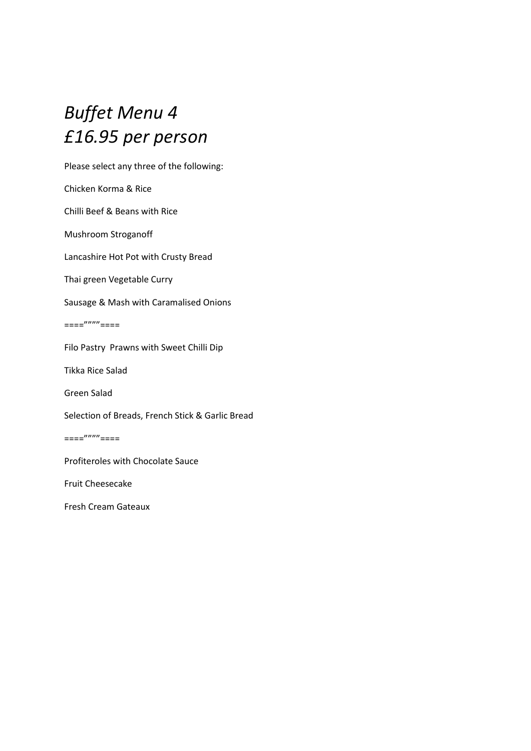# *Buffet Menu 4*
# *£16.95 per person*

Please select any three of the following:

Chicken Korma & Rice

Chilli Beef & Beans with Rice

Mushroom Stroganoff

Lancashire Hot Pot with Crusty Bread

Thai green Vegetable Curry

Sausage & Mash with Caramalised Onions

====””””====

Filo Pastry Prawns with Sweet Chilli Dip

Tikka Rice Salad

Green Salad

Selection of Breads, French Stick & Garlic Bread

====””””====

Profiteroles with Chocolate Sauce

Fruit Cheesecake

Fresh Cream Gateaux